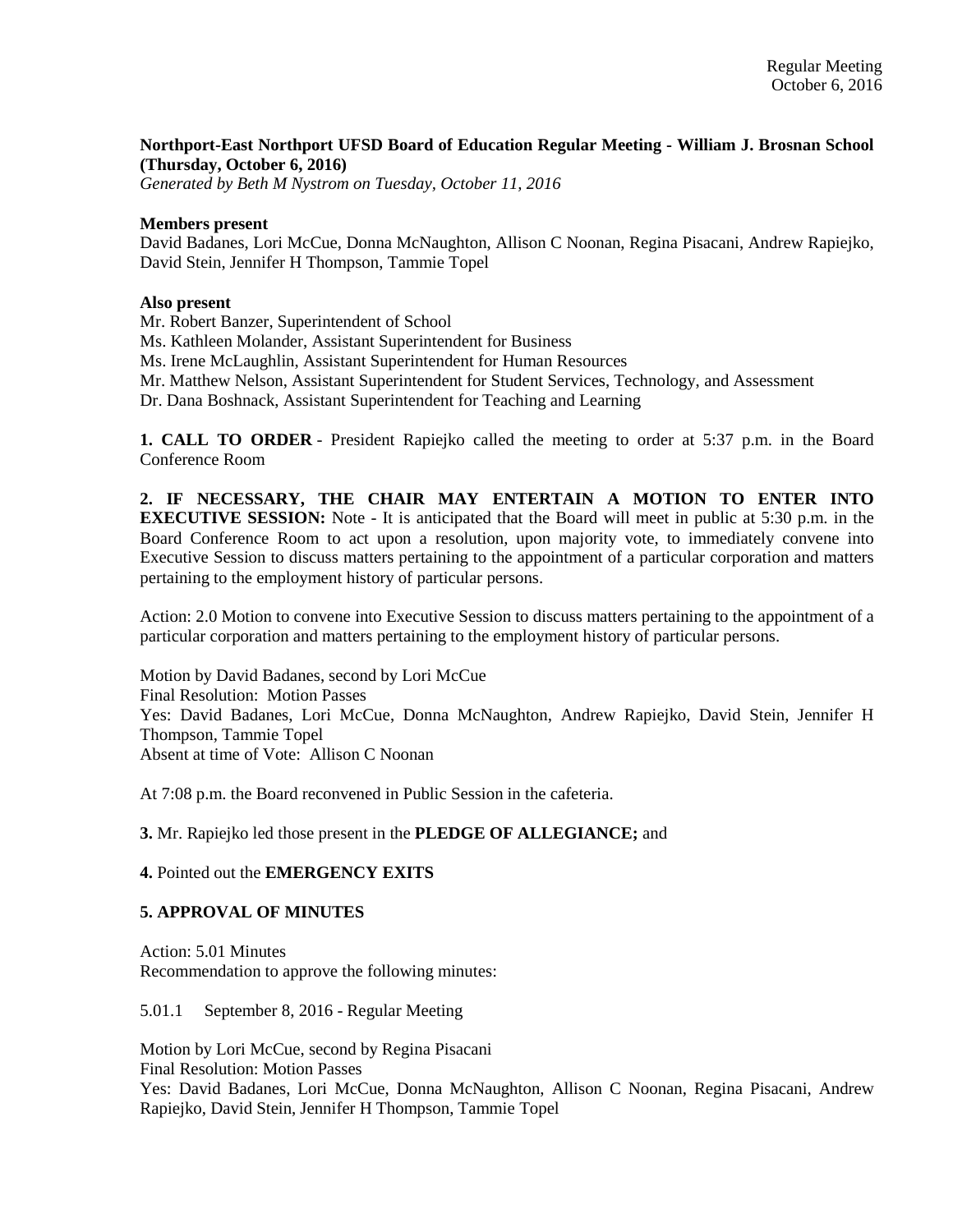**Northport-East Northport UFSD Board of Education Regular Meeting - William J. Brosnan School (Thursday, October 6, 2016)**
*Generated by Beth M Nystrom on Tuesday, October 11, 2016*

**Members present**
David Badanes, Lori McCue, Donna McNaughton, Allison C Noonan, Regina Pisacani, Andrew Rapiejko, David Stein, Jennifer H Thompson, Tammie Topel

**Also present**
Mr. Robert Banzer, Superintendent of School
Ms. Kathleen Molander, Assistant Superintendent for Business
Ms. Irene McLaughlin, Assistant Superintendent for Human Resources
Mr. Matthew Nelson, Assistant Superintendent for Student Services, Technology, and Assessment
Dr. Dana Boshnack, Assistant Superintendent for Teaching and Learning

**1. CALL TO ORDER** - President Rapiejko called the meeting to order at 5:37 p.m. in the Board Conference Room

**2. IF NECESSARY, THE CHAIR MAY ENTERTAIN A MOTION TO ENTER INTO EXECUTIVE SESSION:** Note - It is anticipated that the Board will meet in public at 5:30 p.m. in the Board Conference Room to act upon a resolution, upon majority vote, to immediately convene into Executive Session to discuss matters pertaining to the appointment of a particular corporation and matters pertaining to the employment history of particular persons.

Action: 2.0 Motion to convene into Executive Session to discuss matters pertaining to the appointment of a particular corporation and matters pertaining to the employment history of particular persons.

Motion by David Badanes, second by Lori McCue
Final Resolution: Motion Passes
Yes: David Badanes, Lori McCue, Donna McNaughton, Andrew Rapiejko, David Stein, Jennifer H Thompson, Tammie Topel
Absent at time of Vote: Allison C Noonan

At 7:08 p.m. the Board reconvened in Public Session in the cafeteria.

**3.** Mr. Rapiejko led those present in the **PLEDGE OF ALLEGIANCE;** and

**4.** Pointed out the **EMERGENCY EXITS**

**5. APPROVAL OF MINUTES**

Action: 5.01 Minutes
Recommendation to approve the following minutes:

5.01.1 September 8, 2016 - Regular Meeting

Motion by Lori McCue, second by Regina Pisacani
Final Resolution: Motion Passes
Yes: David Badanes, Lori McCue, Donna McNaughton, Allison C Noonan, Regina Pisacani, Andrew Rapiejko, David Stein, Jennifer H Thompson, Tammie Topel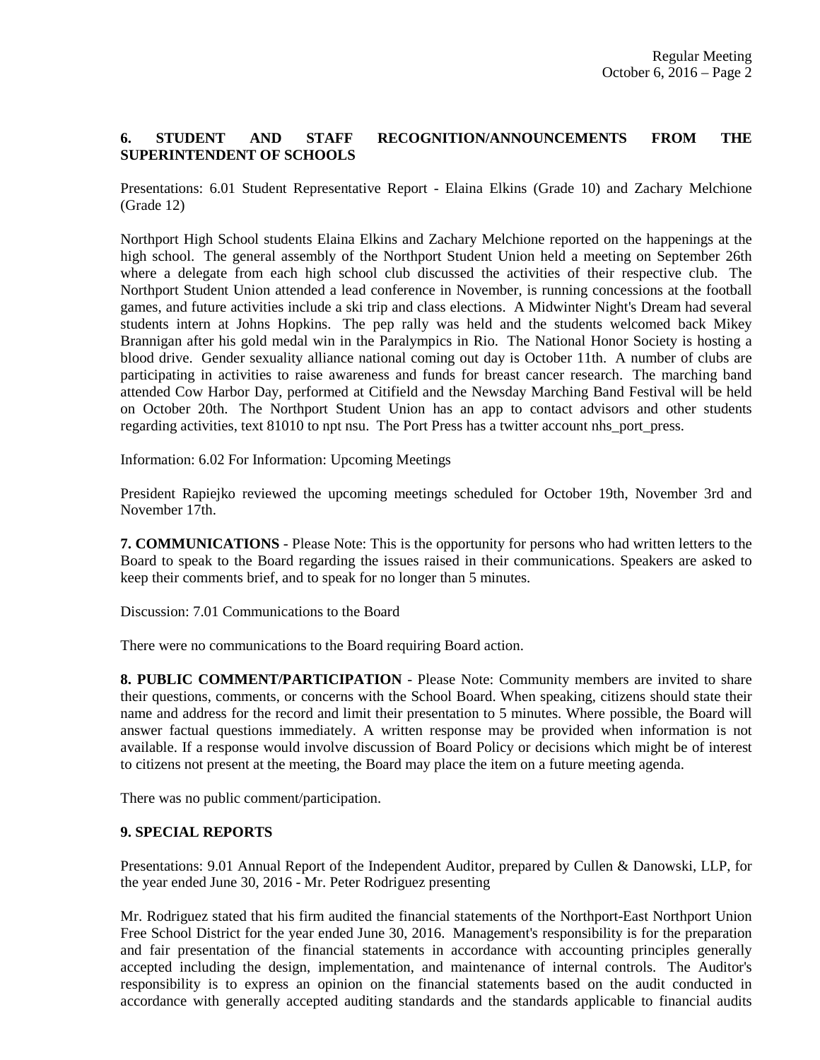**6. STUDENT AND STAFF RECOGNITION/ANNOUNCEMENTS FROM THE SUPERINTENDENT OF SCHOOLS**

Presentations: 6.01 Student Representative Report - Elaina Elkins (Grade 10) and Zachary Melchione (Grade 12)

Northport High School students Elaina Elkins and Zachary Melchione reported on the happenings at the high school. The general assembly of the Northport Student Union held a meeting on September 26th where a delegate from each high school club discussed the activities of their respective club. The Northport Student Union attended a lead conference in November, is running concessions at the football games, and future activities include a ski trip and class elections. A Midwinter Night's Dream had several students intern at Johns Hopkins. The pep rally was held and the students welcomed back Mikey Brannigan after his gold medal win in the Paralympics in Rio. The National Honor Society is hosting a blood drive. Gender sexuality alliance national coming out day is October 11th. A number of clubs are participating in activities to raise awareness and funds for breast cancer research. The marching band attended Cow Harbor Day, performed at Citifield and the Newsday Marching Band Festival will be held on October 20th. The Northport Student Union has an app to contact advisors and other students regarding activities, text 81010 to npt nsu. The Port Press has a twitter account nhs_port_press.

Information: 6.02 For Information: Upcoming Meetings

President Rapiejko reviewed the upcoming meetings scheduled for October 19th, November 3rd and November 17th.

**7. COMMUNICATIONS** - Please Note: This is the opportunity for persons who had written letters to the Board to speak to the Board regarding the issues raised in their communications. Speakers are asked to keep their comments brief, and to speak for no longer than 5 minutes.

Discussion: 7.01 Communications to the Board

There were no communications to the Board requiring Board action.

**8. PUBLIC COMMENT/PARTICIPATION** - Please Note: Community members are invited to share their questions, comments, or concerns with the School Board. When speaking, citizens should state their name and address for the record and limit their presentation to 5 minutes. Where possible, the Board will answer factual questions immediately. A written response may be provided when information is not available. If a response would involve discussion of Board Policy or decisions which might be of interest to citizens not present at the meeting, the Board may place the item on a future meeting agenda.

There was no public comment/participation.

**9. SPECIAL REPORTS**

Presentations: 9.01 Annual Report of the Independent Auditor, prepared by Cullen & Danowski, LLP, for the year ended June 30, 2016 - Mr. Peter Rodriguez presenting

Mr. Rodriguez stated that his firm audited the financial statements of the Northport-East Northport Union Free School District for the year ended June 30, 2016. Management's responsibility is for the preparation and fair presentation of the financial statements in accordance with accounting principles generally accepted including the design, implementation, and maintenance of internal controls. The Auditor's responsibility is to express an opinion on the financial statements based on the audit conducted in accordance with generally accepted auditing standards and the standards applicable to financial audits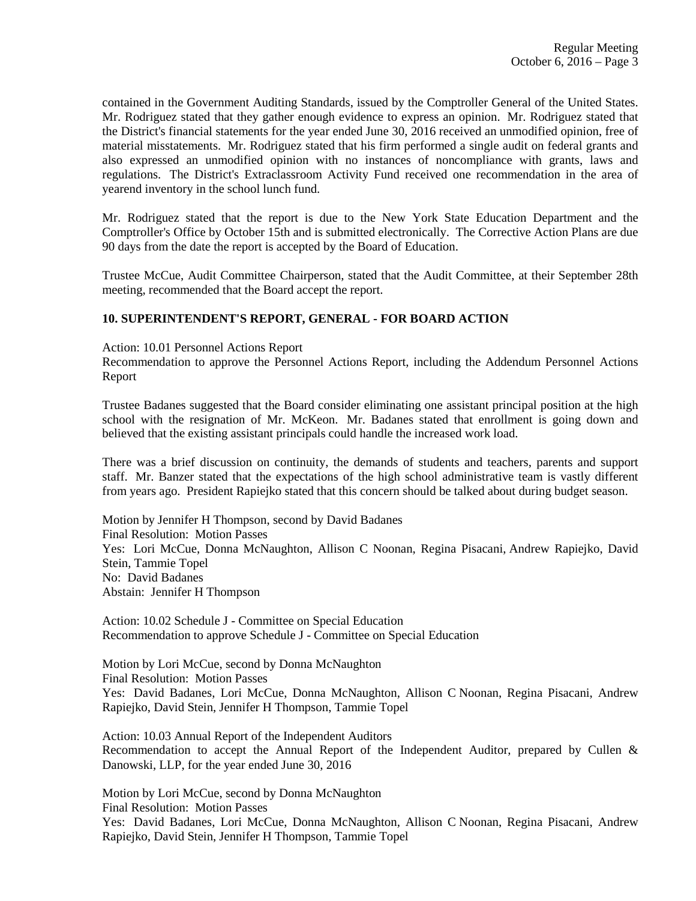contained in the Government Auditing Standards, issued by the Comptroller General of the United States. Mr. Rodriguez stated that they gather enough evidence to express an opinion. Mr. Rodriguez stated that the District's financial statements for the year ended June 30, 2016 received an unmodified opinion, free of material misstatements. Mr. Rodriguez stated that his firm performed a single audit on federal grants and also expressed an unmodified opinion with no instances of noncompliance with grants, laws and regulations. The District's Extraclassroom Activity Fund received one recommendation in the area of yearend inventory in the school lunch fund.

Mr. Rodriguez stated that the report is due to the New York State Education Department and the Comptroller's Office by October 15th and is submitted electronically. The Corrective Action Plans are due 90 days from the date the report is accepted by the Board of Education.

Trustee McCue, Audit Committee Chairperson, stated that the Audit Committee, at their September 28th meeting, recommended that the Board accept the report.

**10. SUPERINTENDENT'S REPORT, GENERAL - FOR BOARD ACTION**

Action: 10.01 Personnel Actions Report
Recommendation to approve the Personnel Actions Report, including the Addendum Personnel Actions Report

Trustee Badanes suggested that the Board consider eliminating one assistant principal position at the high school with the resignation of Mr. McKeon. Mr. Badanes stated that enrollment is going down and believed that the existing assistant principals could handle the increased work load.

There was a brief discussion on continuity, the demands of students and teachers, parents and support staff. Mr. Banzer stated that the expectations of the high school administrative team is vastly different from years ago. President Rapiejko stated that this concern should be talked about during budget season.

Motion by Jennifer H Thompson, second by David Badanes
Final Resolution: Motion Passes
Yes: Lori McCue, Donna McNaughton, Allison C Noonan, Regina Pisacani, Andrew Rapiejko, David Stein, Tammie Topel
No: David Badanes
Abstain: Jennifer H Thompson

Action: 10.02 Schedule J - Committee on Special Education
Recommendation to approve Schedule J - Committee on Special Education

Motion by Lori McCue, second by Donna McNaughton
Final Resolution: Motion Passes
Yes: David Badanes, Lori McCue, Donna McNaughton, Allison C Noonan, Regina Pisacani, Andrew Rapiejko, David Stein, Jennifer H Thompson, Tammie Topel

Action: 10.03 Annual Report of the Independent Auditors
Recommendation to accept the Annual Report of the Independent Auditor, prepared by Cullen & Danowski, LLP, for the year ended June 30, 2016

Motion by Lori McCue, second by Donna McNaughton
Final Resolution: Motion Passes
Yes: David Badanes, Lori McCue, Donna McNaughton, Allison C Noonan, Regina Pisacani, Andrew Rapiejko, David Stein, Jennifer H Thompson, Tammie Topel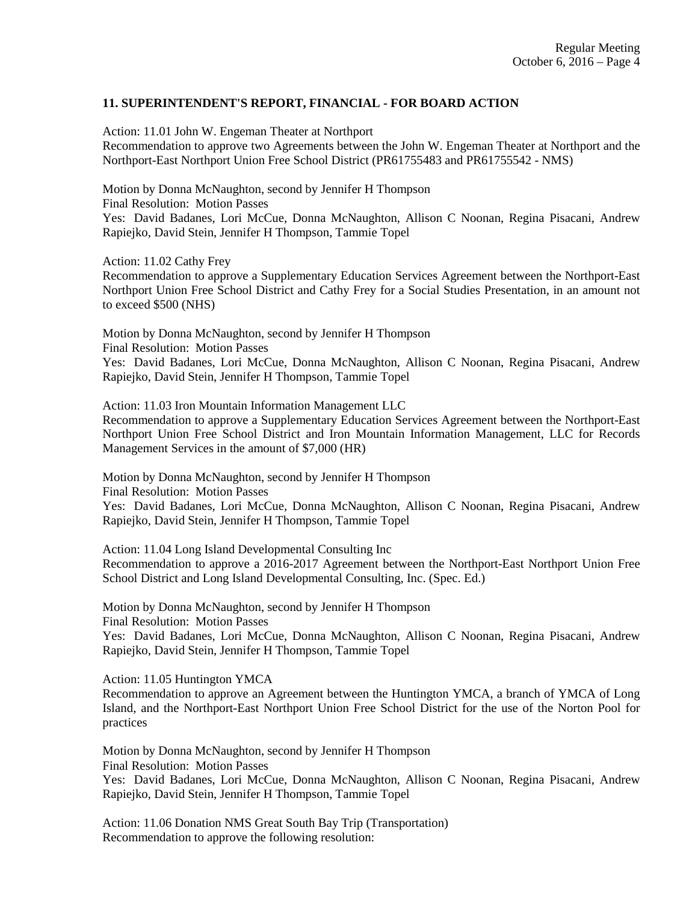## 11. SUPERINTENDENT'S REPORT, FINANCIAL - FOR BOARD ACTION

Action: 11.01 John W. Engeman Theater at Northport
Recommendation to approve two Agreements between the John W. Engeman Theater at Northport and the Northport-East Northport Union Free School District (PR61755483 and PR61755542 - NMS)

Motion by Donna McNaughton, second by Jennifer H Thompson
Final Resolution: Motion Passes
Yes: David Badanes, Lori McCue, Donna McNaughton, Allison C Noonan, Regina Pisacani, Andrew Rapiejko, David Stein, Jennifer H Thompson, Tammie Topel

Action: 11.02 Cathy Frey
Recommendation to approve a Supplementary Education Services Agreement between the Northport-East Northport Union Free School District and Cathy Frey for a Social Studies Presentation, in an amount not to exceed $500 (NHS)

Motion by Donna McNaughton, second by Jennifer H Thompson
Final Resolution: Motion Passes
Yes: David Badanes, Lori McCue, Donna McNaughton, Allison C Noonan, Regina Pisacani, Andrew Rapiejko, David Stein, Jennifer H Thompson, Tammie Topel

Action: 11.03 Iron Mountain Information Management LLC
Recommendation to approve a Supplementary Education Services Agreement between the Northport-East Northport Union Free School District and Iron Mountain Information Management, LLC for Records Management Services in the amount of $7,000 (HR)

Motion by Donna McNaughton, second by Jennifer H Thompson
Final Resolution: Motion Passes
Yes: David Badanes, Lori McCue, Donna McNaughton, Allison C Noonan, Regina Pisacani, Andrew Rapiejko, David Stein, Jennifer H Thompson, Tammie Topel

Action: 11.04 Long Island Developmental Consulting Inc
Recommendation to approve a 2016-2017 Agreement between the Northport-East Northport Union Free School District and Long Island Developmental Consulting, Inc. (Spec. Ed.)

Motion by Donna McNaughton, second by Jennifer H Thompson
Final Resolution: Motion Passes
Yes: David Badanes, Lori McCue, Donna McNaughton, Allison C Noonan, Regina Pisacani, Andrew Rapiejko, David Stein, Jennifer H Thompson, Tammie Topel

Action: 11.05 Huntington YMCA
Recommendation to approve an Agreement between the Huntington YMCA, a branch of YMCA of Long Island, and the Northport-East Northport Union Free School District for the use of the Norton Pool for practices

Motion by Donna McNaughton, second by Jennifer H Thompson
Final Resolution: Motion Passes
Yes: David Badanes, Lori McCue, Donna McNaughton, Allison C Noonan, Regina Pisacani, Andrew Rapiejko, David Stein, Jennifer H Thompson, Tammie Topel

Action: 11.06 Donation NMS Great South Bay Trip (Transportation)
Recommendation to approve the following resolution: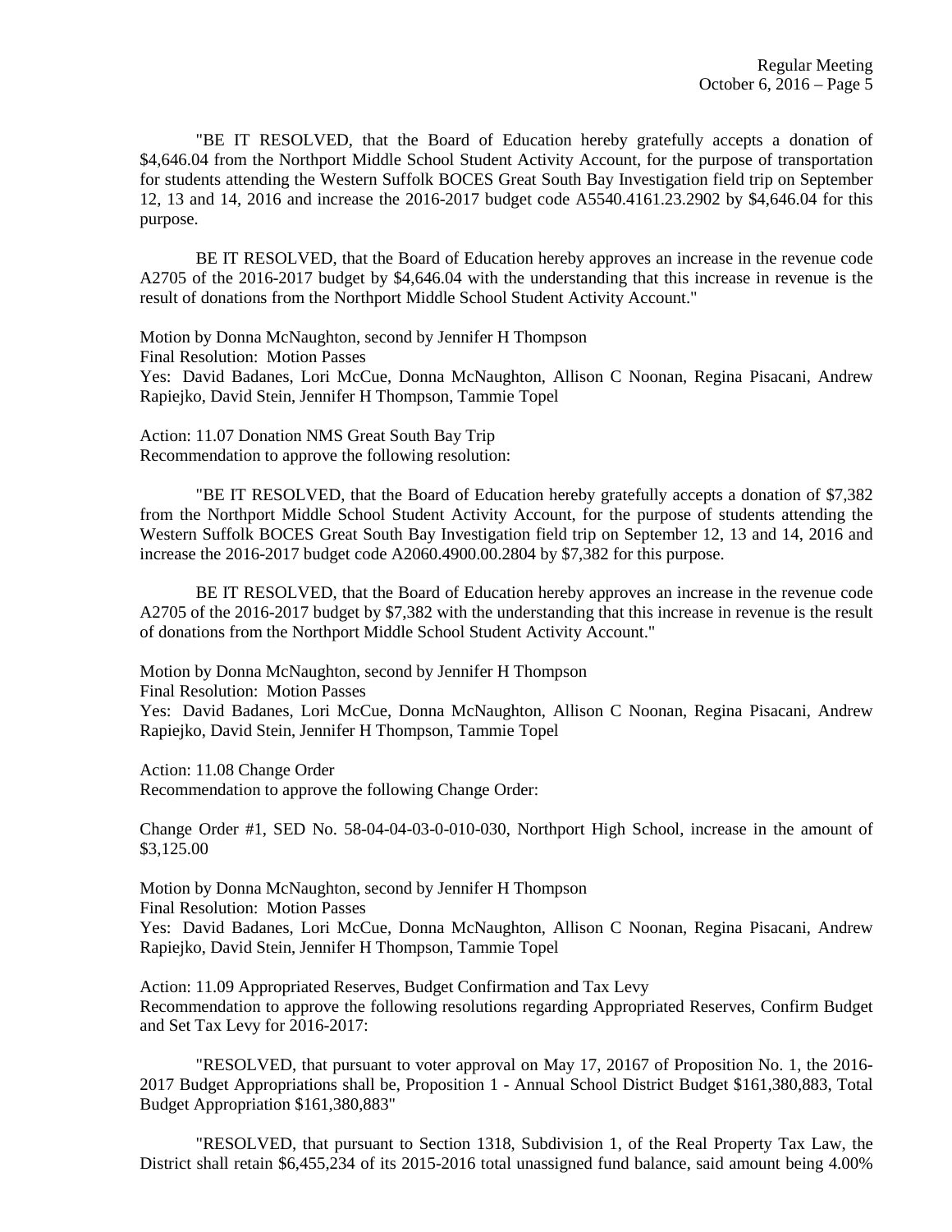"BE IT RESOLVED, that the Board of Education hereby gratefully accepts a donation of $4,646.04 from the Northport Middle School Student Activity Account, for the purpose of transportation for students attending the Western Suffolk BOCES Great South Bay Investigation field trip on September 12, 13 and 14, 2016 and increase the 2016-2017 budget code A5540.4161.23.2902 by $4,646.04 for this purpose.

BE IT RESOLVED, that the Board of Education hereby approves an increase in the revenue code A2705 of the 2016-2017 budget by $4,646.04 with the understanding that this increase in revenue is the result of donations from the Northport Middle School Student Activity Account."

Motion by Donna McNaughton, second by Jennifer H Thompson
Final Resolution: Motion Passes
Yes: David Badanes, Lori McCue, Donna McNaughton, Allison C Noonan, Regina Pisacani, Andrew Rapiejko, David Stein, Jennifer H Thompson, Tammie Topel

Action: 11.07 Donation NMS Great South Bay Trip
Recommendation to approve the following resolution:

"BE IT RESOLVED, that the Board of Education hereby gratefully accepts a donation of $7,382 from the Northport Middle School Student Activity Account, for the purpose of students attending the Western Suffolk BOCES Great South Bay Investigation field trip on September 12, 13 and 14, 2016 and increase the 2016-2017 budget code A2060.4900.00.2804 by $7,382 for this purpose.

BE IT RESOLVED, that the Board of Education hereby approves an increase in the revenue code A2705 of the 2016-2017 budget by $7,382 with the understanding that this increase in revenue is the result of donations from the Northport Middle School Student Activity Account."

Motion by Donna McNaughton, second by Jennifer H Thompson
Final Resolution: Motion Passes
Yes: David Badanes, Lori McCue, Donna McNaughton, Allison C Noonan, Regina Pisacani, Andrew Rapiejko, David Stein, Jennifer H Thompson, Tammie Topel

Action: 11.08 Change Order
Recommendation to approve the following Change Order:

Change Order #1, SED No. 58-04-04-03-0-010-030, Northport High School, increase in the amount of $3,125.00

Motion by Donna McNaughton, second by Jennifer H Thompson
Final Resolution: Motion Passes
Yes: David Badanes, Lori McCue, Donna McNaughton, Allison C Noonan, Regina Pisacani, Andrew Rapiejko, David Stein, Jennifer H Thompson, Tammie Topel

Action: 11.09 Appropriated Reserves, Budget Confirmation and Tax Levy
Recommendation to approve the following resolutions regarding Appropriated Reserves, Confirm Budget and Set Tax Levy for 2016-2017:

"RESOLVED, that pursuant to voter approval on May 17, 20167 of Proposition No. 1, the 2016-2017 Budget Appropriations shall be, Proposition 1 - Annual School District Budget $161,380,883, Total Budget Appropriation $161,380,883"

"RESOLVED, that pursuant to Section 1318, Subdivision 1, of the Real Property Tax Law, the District shall retain $6,455,234 of its 2015-2016 total unassigned fund balance, said amount being 4.00%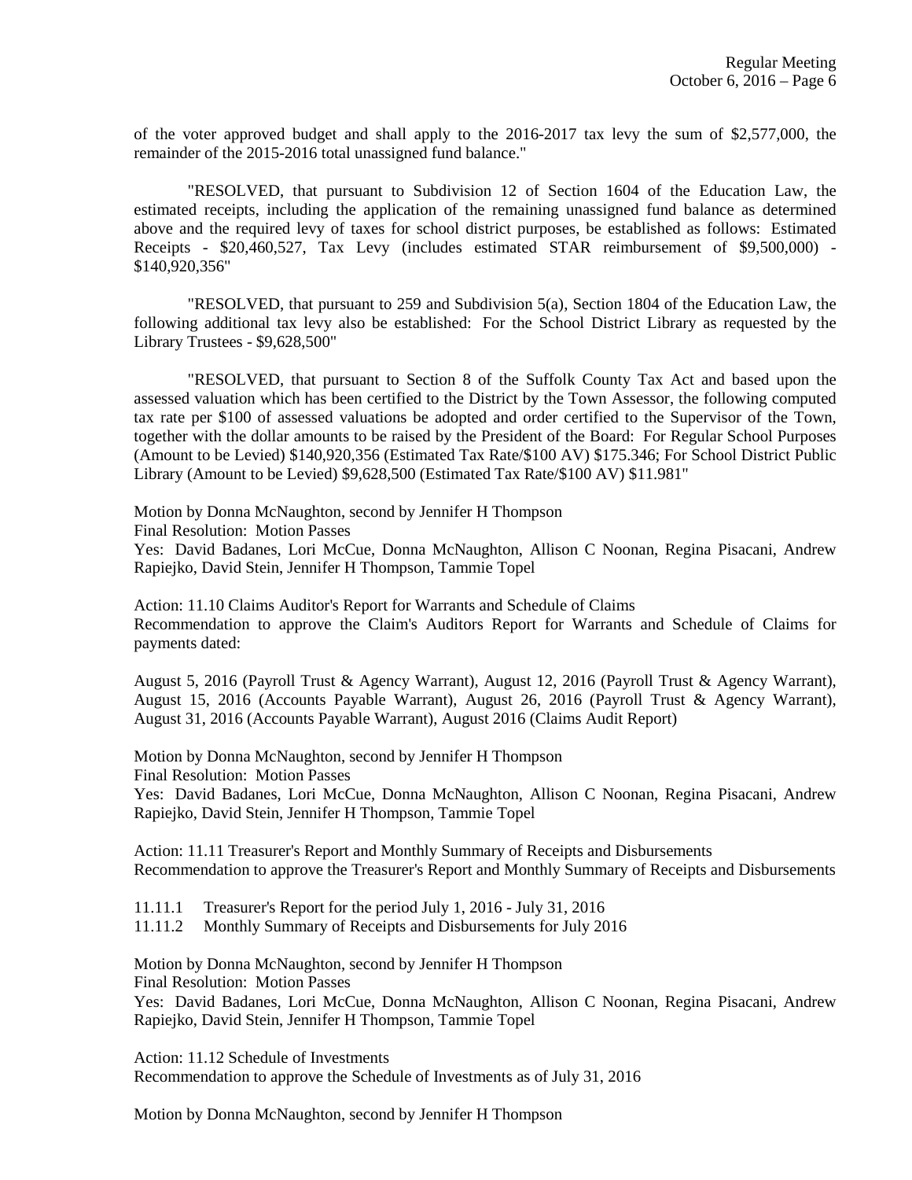of the voter approved budget and shall apply to the 2016-2017 tax levy the sum of $2,577,000, the remainder of the 2015-2016 total unassigned fund balance."

"RESOLVED, that pursuant to Subdivision 12 of Section 1604 of the Education Law, the estimated receipts, including the application of the remaining unassigned fund balance as determined above and the required levy of taxes for school district purposes, be established as follows: Estimated Receipts - $20,460,527, Tax Levy (includes estimated STAR reimbursement of $9,500,000) - $140,920,356"

"RESOLVED, that pursuant to 259 and Subdivision 5(a), Section 1804 of the Education Law, the following additional tax levy also be established: For the School District Library as requested by the Library Trustees - $9,628,500"

"RESOLVED, that pursuant to Section 8 of the Suffolk County Tax Act and based upon the assessed valuation which has been certified to the District by the Town Assessor, the following computed tax rate per $100 of assessed valuations be adopted and order certified to the Supervisor of the Town, together with the dollar amounts to be raised by the President of the Board: For Regular School Purposes (Amount to be Levied) $140,920,356 (Estimated Tax Rate/$100 AV) $175.346; For School District Public Library (Amount to be Levied) $9,628,500 (Estimated Tax Rate/$100 AV) $11.981"

Motion by Donna McNaughton, second by Jennifer H Thompson
Final Resolution: Motion Passes
Yes: David Badanes, Lori McCue, Donna McNaughton, Allison C Noonan, Regina Pisacani, Andrew Rapiejko, David Stein, Jennifer H Thompson, Tammie Topel

Action: 11.10 Claims Auditor's Report for Warrants and Schedule of Claims
Recommendation to approve the Claim's Auditors Report for Warrants and Schedule of Claims for payments dated:

August 5, 2016 (Payroll Trust & Agency Warrant), August 12, 2016 (Payroll Trust & Agency Warrant), August 15, 2016 (Accounts Payable Warrant), August 26, 2016 (Payroll Trust & Agency Warrant), August 31, 2016 (Accounts Payable Warrant), August 2016 (Claims Audit Report)

Motion by Donna McNaughton, second by Jennifer H Thompson
Final Resolution: Motion Passes
Yes: David Badanes, Lori McCue, Donna McNaughton, Allison C Noonan, Regina Pisacani, Andrew Rapiejko, David Stein, Jennifer H Thompson, Tammie Topel

Action: 11.11 Treasurer's Report and Monthly Summary of Receipts and Disbursements
Recommendation to approve the Treasurer's Report and Monthly Summary of Receipts and Disbursements

11.11.1 Treasurer's Report for the period July 1, 2016 - July 31, 2016
11.11.2 Monthly Summary of Receipts and Disbursements for July 2016

Motion by Donna McNaughton, second by Jennifer H Thompson
Final Resolution: Motion Passes
Yes: David Badanes, Lori McCue, Donna McNaughton, Allison C Noonan, Regina Pisacani, Andrew Rapiejko, David Stein, Jennifer H Thompson, Tammie Topel

Action: 11.12 Schedule of Investments
Recommendation to approve the Schedule of Investments as of July 31, 2016

Motion by Donna McNaughton, second by Jennifer H Thompson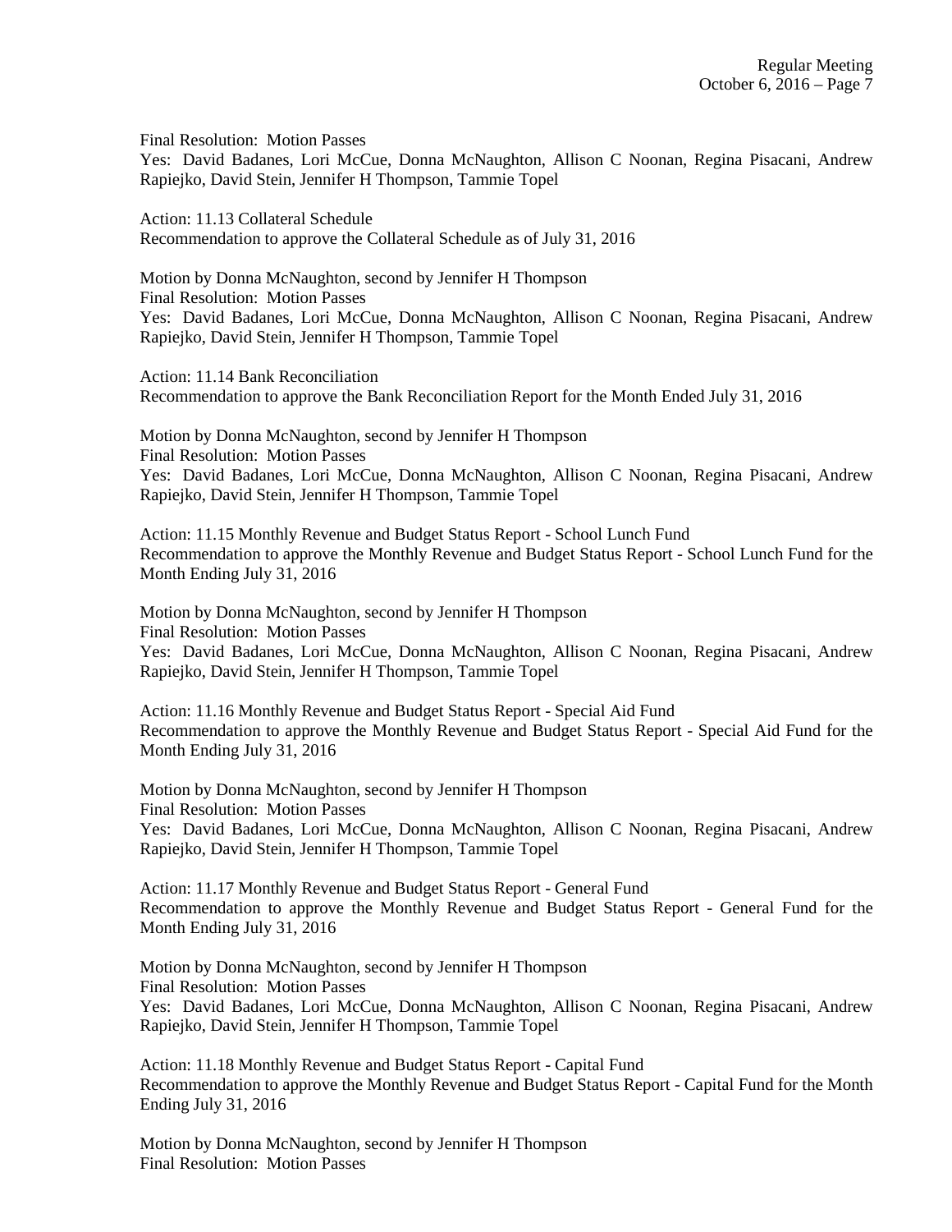Final Resolution: Motion Passes
Yes: David Badanes, Lori McCue, Donna McNaughton, Allison C Noonan, Regina Pisacani, Andrew Rapiejko, David Stein, Jennifer H Thompson, Tammie Topel

Action: 11.13 Collateral Schedule
Recommendation to approve the Collateral Schedule as of July 31, 2016

Motion by Donna McNaughton, second by Jennifer H Thompson
Final Resolution: Motion Passes
Yes: David Badanes, Lori McCue, Donna McNaughton, Allison C Noonan, Regina Pisacani, Andrew Rapiejko, David Stein, Jennifer H Thompson, Tammie Topel

Action: 11.14 Bank Reconciliation
Recommendation to approve the Bank Reconciliation Report for the Month Ended July 31, 2016

Motion by Donna McNaughton, second by Jennifer H Thompson
Final Resolution: Motion Passes
Yes: David Badanes, Lori McCue, Donna McNaughton, Allison C Noonan, Regina Pisacani, Andrew Rapiejko, David Stein, Jennifer H Thompson, Tammie Topel

Action: 11.15 Monthly Revenue and Budget Status Report - School Lunch Fund
Recommendation to approve the Monthly Revenue and Budget Status Report - School Lunch Fund for the Month Ending July 31, 2016

Motion by Donna McNaughton, second by Jennifer H Thompson
Final Resolution: Motion Passes
Yes: David Badanes, Lori McCue, Donna McNaughton, Allison C Noonan, Regina Pisacani, Andrew Rapiejko, David Stein, Jennifer H Thompson, Tammie Topel

Action: 11.16 Monthly Revenue and Budget Status Report - Special Aid Fund
Recommendation to approve the Monthly Revenue and Budget Status Report - Special Aid Fund for the Month Ending July 31, 2016

Motion by Donna McNaughton, second by Jennifer H Thompson
Final Resolution: Motion Passes
Yes: David Badanes, Lori McCue, Donna McNaughton, Allison C Noonan, Regina Pisacani, Andrew Rapiejko, David Stein, Jennifer H Thompson, Tammie Topel

Action: 11.17 Monthly Revenue and Budget Status Report - General Fund
Recommendation to approve the Monthly Revenue and Budget Status Report - General Fund for the Month Ending July 31, 2016

Motion by Donna McNaughton, second by Jennifer H Thompson
Final Resolution: Motion Passes
Yes: David Badanes, Lori McCue, Donna McNaughton, Allison C Noonan, Regina Pisacani, Andrew Rapiejko, David Stein, Jennifer H Thompson, Tammie Topel

Action: 11.18 Monthly Revenue and Budget Status Report - Capital Fund
Recommendation to approve the Monthly Revenue and Budget Status Report - Capital Fund for the Month Ending July 31, 2016

Motion by Donna McNaughton, second by Jennifer H Thompson
Final Resolution: Motion Passes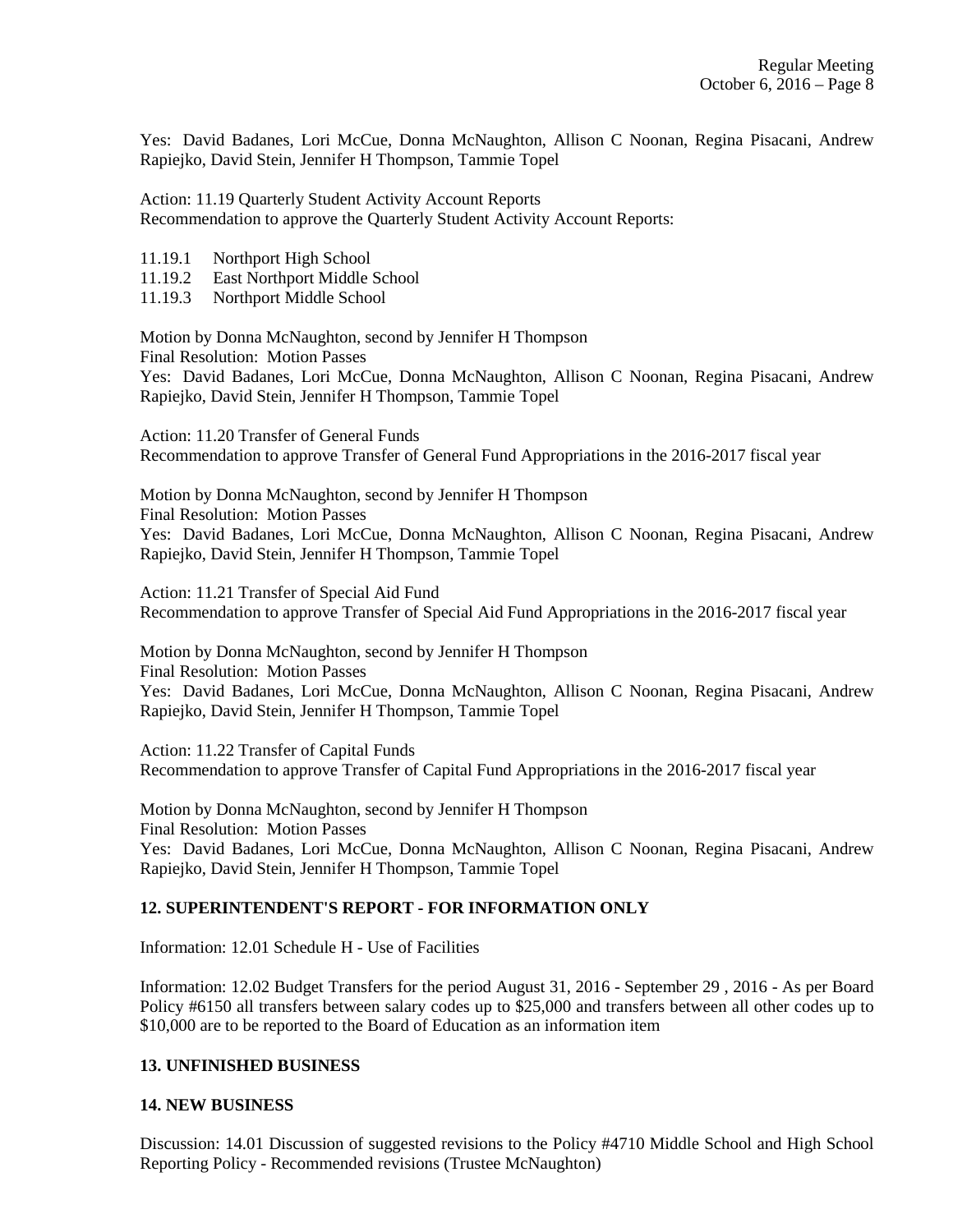Yes: David Badanes, Lori McCue, Donna McNaughton, Allison C Noonan, Regina Pisacani, Andrew Rapiejko, David Stein, Jennifer H Thompson, Tammie Topel

Action: 11.19 Quarterly Student Activity Account Reports
Recommendation to approve the Quarterly Student Activity Account Reports:

11.19.1 Northport High School
11.19.2 East Northport Middle School
11.19.3 Northport Middle School

Motion by Donna McNaughton, second by Jennifer H Thompson
Final Resolution: Motion Passes
Yes: David Badanes, Lori McCue, Donna McNaughton, Allison C Noonan, Regina Pisacani, Andrew Rapiejko, David Stein, Jennifer H Thompson, Tammie Topel

Action: 11.20 Transfer of General Funds
Recommendation to approve Transfer of General Fund Appropriations in the 2016-2017 fiscal year

Motion by Donna McNaughton, second by Jennifer H Thompson
Final Resolution: Motion Passes
Yes: David Badanes, Lori McCue, Donna McNaughton, Allison C Noonan, Regina Pisacani, Andrew Rapiejko, David Stein, Jennifer H Thompson, Tammie Topel

Action: 11.21 Transfer of Special Aid Fund
Recommendation to approve Transfer of Special Aid Fund Appropriations in the 2016-2017 fiscal year

Motion by Donna McNaughton, second by Jennifer H Thompson
Final Resolution: Motion Passes
Yes: David Badanes, Lori McCue, Donna McNaughton, Allison C Noonan, Regina Pisacani, Andrew Rapiejko, David Stein, Jennifer H Thompson, Tammie Topel

Action: 11.22 Transfer of Capital Funds
Recommendation to approve Transfer of Capital Fund Appropriations in the 2016-2017 fiscal year

Motion by Donna McNaughton, second by Jennifer H Thompson
Final Resolution: Motion Passes
Yes: David Badanes, Lori McCue, Donna McNaughton, Allison C Noonan, Regina Pisacani, Andrew Rapiejko, David Stein, Jennifer H Thompson, Tammie Topel

**12. SUPERINTENDENT'S REPORT - FOR INFORMATION ONLY**

Information: 12.01 Schedule H - Use of Facilities

Information: 12.02 Budget Transfers for the period August 31, 2016 - September 29 , 2016 - As per Board Policy #6150 all transfers between salary codes up to $25,000 and transfers between all other codes up to $10,000 are to be reported to the Board of Education as an information item

**13. UNFINISHED BUSINESS**

**14. NEW BUSINESS**

Discussion: 14.01 Discussion of suggested revisions to the Policy #4710 Middle School and High School Reporting Policy - Recommended revisions (Trustee McNaughton)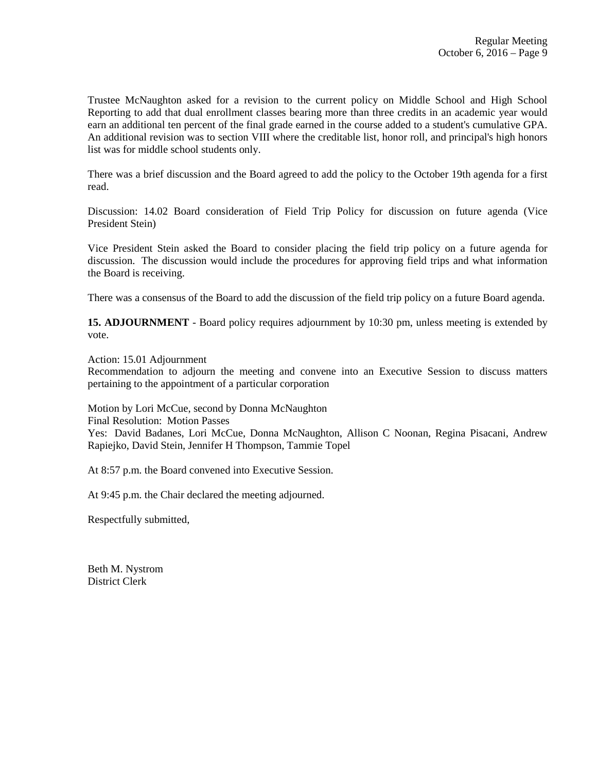Trustee McNaughton asked for a revision to the current policy on Middle School and High School Reporting to add that dual enrollment classes bearing more than three credits in an academic year would earn an additional ten percent of the final grade earned in the course added to a student's cumulative GPA. An additional revision was to section VIII where the creditable list, honor roll, and principal's high honors list was for middle school students only.

There was a brief discussion and the Board agreed to add the policy to the October 19th agenda for a first read.

Discussion: 14.02 Board consideration of Field Trip Policy for discussion on future agenda (Vice President Stein)

Vice President Stein asked the Board to consider placing the field trip policy on a future agenda for discussion. The discussion would include the procedures for approving field trips and what information the Board is receiving.

There was a consensus of the Board to add the discussion of the field trip policy on a future Board agenda.

**15. ADJOURNMENT** - Board policy requires adjournment by 10:30 pm, unless meeting is extended by vote.

Action: 15.01 Adjournment
Recommendation to adjourn the meeting and convene into an Executive Session to discuss matters pertaining to the appointment of a particular corporation

Motion by Lori McCue, second by Donna McNaughton
Final Resolution: Motion Passes
Yes: David Badanes, Lori McCue, Donna McNaughton, Allison C Noonan, Regina Pisacani, Andrew Rapiejko, David Stein, Jennifer H Thompson, Tammie Topel

At 8:57 p.m. the Board convened into Executive Session.

At 9:45 p.m. the Chair declared the meeting adjourned.

Respectfully submitted,

Beth M. Nystrom
District Clerk